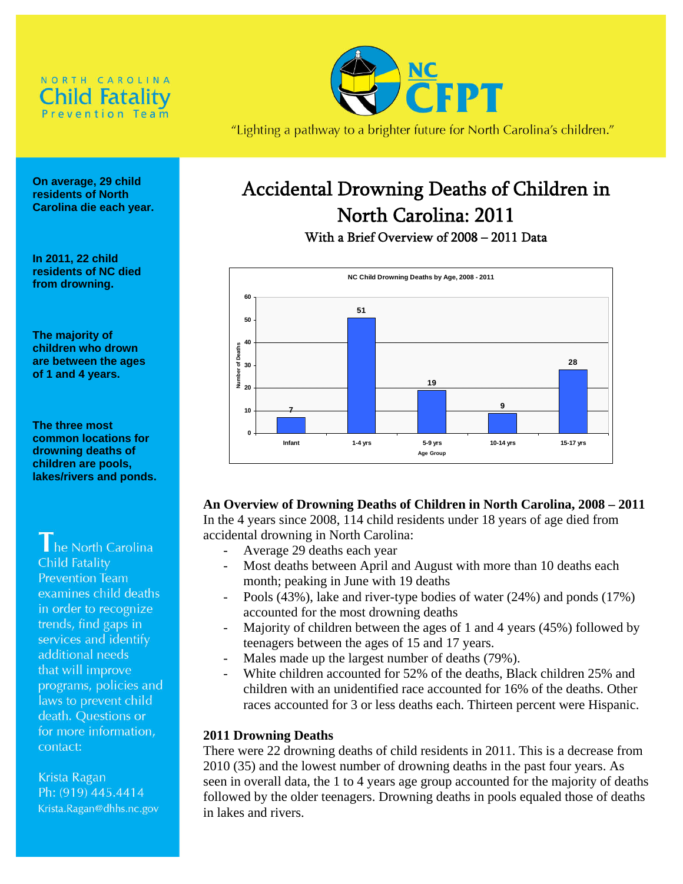NORTH CAROLINA
Child Fatality
Prevention Team

NC CFPT

"Lighting a pathway to a brighter future for North Carolina's children."

**On average, 29 child residents of North Carolina die each year.**

**In 2011, 22 child residents of NC died from drowning.**

**The majority of children who drown are between the ages of 1 and 4 years.**

**The three most common locations for drowning deaths of children are pools, lakes/rivers and ponds.**

The North Carolina Child Fatality Prevention Team examines child deaths in order to recognize trends, find gaps in services and identify additional needs that will improve programs, policies and laws to prevent child death. Questions or for more information, contact:

Krista Ragan
Ph: (919) 445.4414
Krista.Ragan@dhhs.nc.gov

# Accidental Drowning Deaths of Children in North Carolina: 2011

With a Brief Overview of 2008 – 2011 Data

**NC Child Drowning Deaths by Age, 2008 - 2011**

| Age Group | Number of Deaths |
|---|---|
| Infant | 7 |
| 1-4 yrs | 51 |
| 5-9 yrs | 19 |
| 10-14 yrs | 9 |
| 15-17 yrs | 28 |

**An Overview of Drowning Deaths of Children in North Carolina, 2008 – 2011**

In the 4 years since 2008, 114 child residents under 18 years of age died from accidental drowning in North Carolina:

- Average 29 deaths each year
- Most deaths between April and August with more than 10 deaths each month; peaking in June with 19 deaths
- Pools (43%), lake and river-type bodies of water (24%) and ponds (17%) accounted for the most drowning deaths
- Majority of children between the ages of 1 and 4 years (45%) followed by teenagers between the ages of 15 and 17 years.
- Males made up the largest number of deaths (79%).
- White children accounted for 52% of the deaths, Black children 25% and children with an unidentified race accounted for 16% of the deaths. Other races accounted for 3 or less deaths each. Thirteen percent were Hispanic.

**2011 Drowning Deaths**

There were 22 drowning deaths of child residents in 2011. This is a decrease from 2010 (35) and the lowest number of drowning deaths in the past four years. As seen in overall data, the 1 to 4 years age group accounted for the majority of deaths followed by the older teenagers. Drowning deaths in pools equaled those of deaths in lakes and rivers.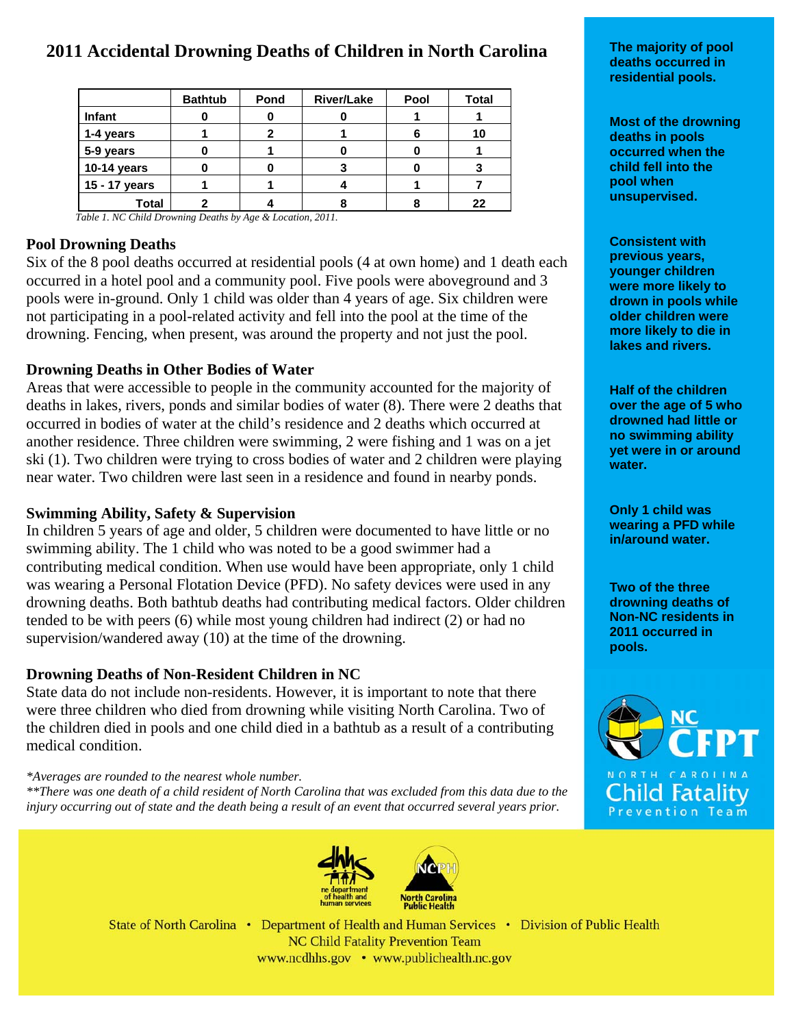# 2011 Accidental Drowning Deaths of Children in North Carolina

| | Bathtub | Pond | River/Lake | Pool | Total |
|---|---|---|---|---|---|
| Infant | 0 | 0 | 0 | 1 | 1 |
| 1-4 years | 1 | 2 | 1 | 6 | 10 |
| 5-9 years | 0 | 1 | 0 | 0 | 1 |
| 10-14 years | 0 | 0 | 3 | 0 | 3 |
| 15 - 17 years | 1 | 1 | 4 | 1 | 7 |
| Total | 2 | 4 | 8 | 8 | 22 |

*Table 1. NC Child Drowning Deaths by Age & Location, 2011.*

## Pool Drowning Deaths

Six of the 8 pool deaths occurred at residential pools (4 at own home) and 1 death each occurred in a hotel pool and a community pool. Five pools were aboveground and 3 pools were in-ground. Only 1 child was older than 4 years of age. Six children were not participating in a pool-related activity and fell into the pool at the time of the drowning. Fencing, when present, was around the property and not just the pool.

## Drowning Deaths in Other Bodies of Water

Areas that were accessible to people in the community accounted for the majority of deaths in lakes, rivers, ponds and similar bodies of water (8). There were 2 deaths that occurred in bodies of water at the child's residence and 2 deaths which occurred at another residence. Three children were swimming, 2 were fishing and 1 was on a jet ski (1). Two children were trying to cross bodies of water and 2 children were playing near water. Two children were last seen in a residence and found in nearby ponds.

## Swimming Ability, Safety & Supervision

In children 5 years of age and older, 5 children were documented to have little or no swimming ability. The 1 child who was noted to be a good swimmer had a contributing medical condition. When use would have been appropriate, only 1 child was wearing a Personal Flotation Device (PFD). No safety devices were used in any drowning deaths. Both bathtub deaths had contributing medical factors. Older children tended to be with peers (6) while most young children had indirect (2) or had no supervision/wandered away (10) at the time of the drowning.

## Drowning Deaths of Non-Resident Children in NC

State data do not include non-residents. However, it is important to note that there were three children who died from drowning while visiting North Carolina. Two of the children died in pools and one child died in a bathtub as a result of a contributing medical condition.

*\*Averages are rounded to the nearest whole number.*

*\*\*There was one death of a child resident of North Carolina that was excluded from this data due to the injury occurring out of state and the death being a result of an event that occurred several years prior.*

**The majority of pool deaths occurred in residential pools.**

**Most of the drowning deaths in pools occurred when the child fell into the pool when unsupervised.**

**Consistent with previous years, younger children were more likely to drown in pools while older children were more likely to die in lakes and rivers.**

**Half of the children over the age of 5 who drowned had little or no swimming ability yet were in or around water.**

**Only 1 child was wearing a PFD while in/around water.**

**Two of the three drowning deaths of Non-NC residents in 2011 occurred in pools.**

NC CFPT
NORTH CAROLINA Child Fatality Prevention Team

nc department of health and human services
North Carolina Public Health

State of North Carolina • Department of Health and Human Services • Division of Public Health
NC Child Fatality Prevention Team
www.ncdhhs.gov • www.publichealth.nc.gov